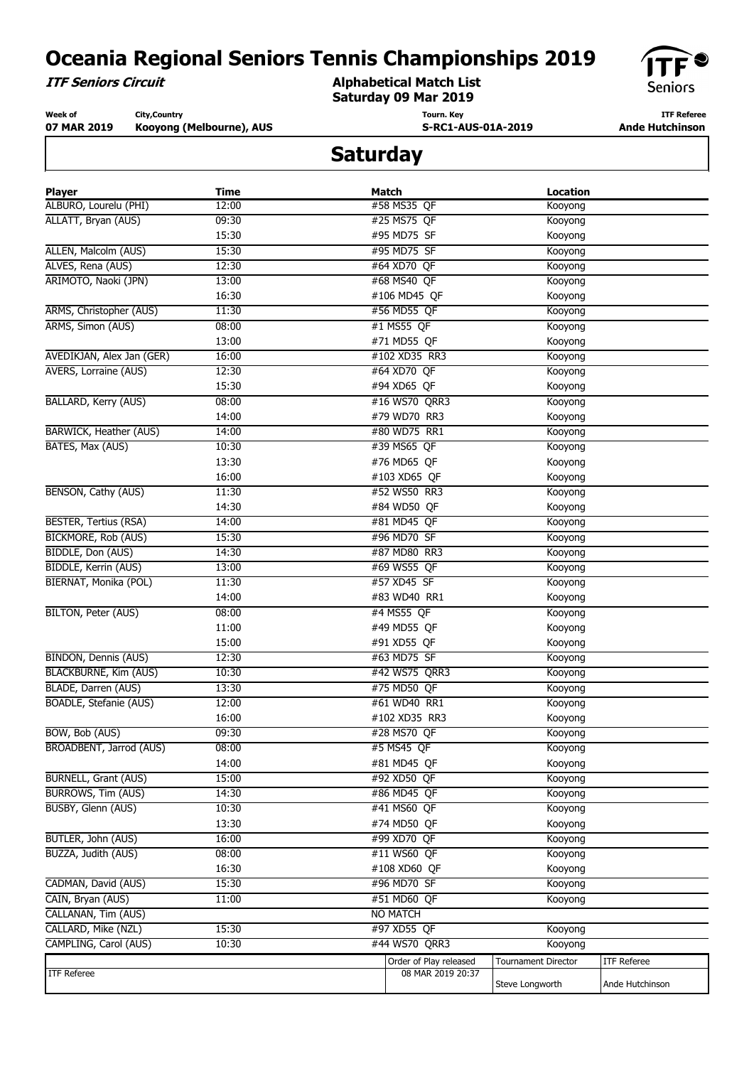# Oceania Regional Seniors Tennis Championships 2019

***ITF Seniors Circuit***

**Alphabetical Match List**
**Saturday 09 Mar 2019**

| Week of | City,Country | Tourn. Key | ITF Referee |
|---|---|---|---|
| **07 MAR 2019** | **Kooyong (Melbourne), AUS** | **S-RC1-AUS-01A-2019** | **Ande Hutchinson** |

## Saturday

| Player | Time | Match | Location |
|---|---|---|---|
| ALBURO, Lourelu (PHI) | 12:00 | #58 MS35 QF | Kooyong |
| ALLATT, Bryan (AUS) | 09:30 | #25 MS75 QF | Kooyong |
| | 15:30 | #95 MD75 SF | Kooyong |
| ALLEN, Malcolm (AUS) | 15:30 | #95 MD75 SF | Kooyong |
| ALVES, Rena (AUS) | 12:30 | #64 XD70 QF | Kooyong |
| ARIMOTO, Naoki (JPN) | 13:00 | #68 MS40 QF | Kooyong |
| | 16:30 | #106 MD45 QF | Kooyong |
| ARMS, Christopher (AUS) | 11:30 | #56 MD55 QF | Kooyong |
| ARMS, Simon (AUS) | 08:00 | #1 MS55 QF | Kooyong |
| | 13:00 | #71 MD55 QF | Kooyong |
| AVEDIKJAN, Alex Jan (GER) | 16:00 | #102 XD35 RR3 | Kooyong |
| AVERS, Lorraine (AUS) | 12:30 | #64 XD70 QF | Kooyong |
| | 15:30 | #94 XD65 QF | Kooyong |
| BALLARD, Kerry (AUS) | 08:00 | #16 WS70 QRR3 | Kooyong |
| | 14:00 | #79 WD70 RR3 | Kooyong |
| BARWICK, Heather (AUS) | 14:00 | #80 WD75 RR1 | Kooyong |
| BATES, Max (AUS) | 10:30 | #39 MS65 QF | Kooyong |
| | 13:30 | #76 MD65 QF | Kooyong |
| | 16:00 | #103 XD65 QF | Kooyong |
| BENSON, Cathy (AUS) | 11:30 | #52 WS50 RR3 | Kooyong |
| | 14:30 | #84 WD50 QF | Kooyong |
| BESTER, Tertius (RSA) | 14:00 | #81 MD45 QF | Kooyong |
| BICKMORE, Rob (AUS) | 15:30 | #96 MD70 SF | Kooyong |
| BIDDLE, Don (AUS) | 14:30 | #87 MD80 RR3 | Kooyong |
| BIDDLE, Kerrin (AUS) | 13:00 | #69 WS55 QF | Kooyong |
| BIERNAT, Monika (POL) | 11:30 | #57 XD45 SF | Kooyong |
| | 14:00 | #83 WD40 RR1 | Kooyong |
| BILTON, Peter (AUS) | 08:00 | #4 MS55 QF | Kooyong |
| | 11:00 | #49 MD55 QF | Kooyong |
| | 15:00 | #91 XD55 QF | Kooyong |
| BINDON, Dennis (AUS) | 12:30 | #63 MD75 SF | Kooyong |
| BLACKBURNE, Kim (AUS) | 10:30 | #42 WS75 QRR3 | Kooyong |
| BLADE, Darren (AUS) | 13:30 | #75 MD50 QF | Kooyong |
| BOADLE, Stefanie (AUS) | 12:00 | #61 WD40 RR1 | Kooyong |
| | 16:00 | #102 XD35 RR3 | Kooyong |
| BOW, Bob (AUS) | 09:30 | #28 MS70 QF | Kooyong |
| BROADBENT, Jarrod (AUS) | 08:00 | #5 MS45 QF | Kooyong |
| | 14:00 | #81 MD45 QF | Kooyong |
| BURNELL, Grant (AUS) | 15:00 | #92 XD50 QF | Kooyong |
| BURROWS, Tim (AUS) | 14:30 | #86 MD45 QF | Kooyong |
| BUSBY, Glenn (AUS) | 10:30 | #41 MS60 QF | Kooyong |
| | 13:30 | #74 MD50 QF | Kooyong |
| BUTLER, John (AUS) | 16:00 | #99 XD70 QF | Kooyong |
| BUZZA, Judith (AUS) | 08:00 | #11 WS60 QF | Kooyong |
| | 16:30 | #108 XD60 QF | Kooyong |
| CADMAN, David (AUS) | 15:30 | #96 MD70 SF | Kooyong |
| CAIN, Bryan (AUS) | 11:00 | #51 MD60 QF | Kooyong |
| CALLANAN, Tim (AUS) | | NO MATCH | |
| CALLARD, Mike (NZL) | 15:30 | #97 XD55 QF | Kooyong |
| CAMPLING, Carol (AUS) | 10:30 | #44 WS70 QRR3 | Kooyong |

| ITF Referee | Order of Play released | Tournament Director | ITF Referee |
|---|---|---|---|
| | 08 MAR 2019 20:37 | Steve Longworth | Ande Hutchinson |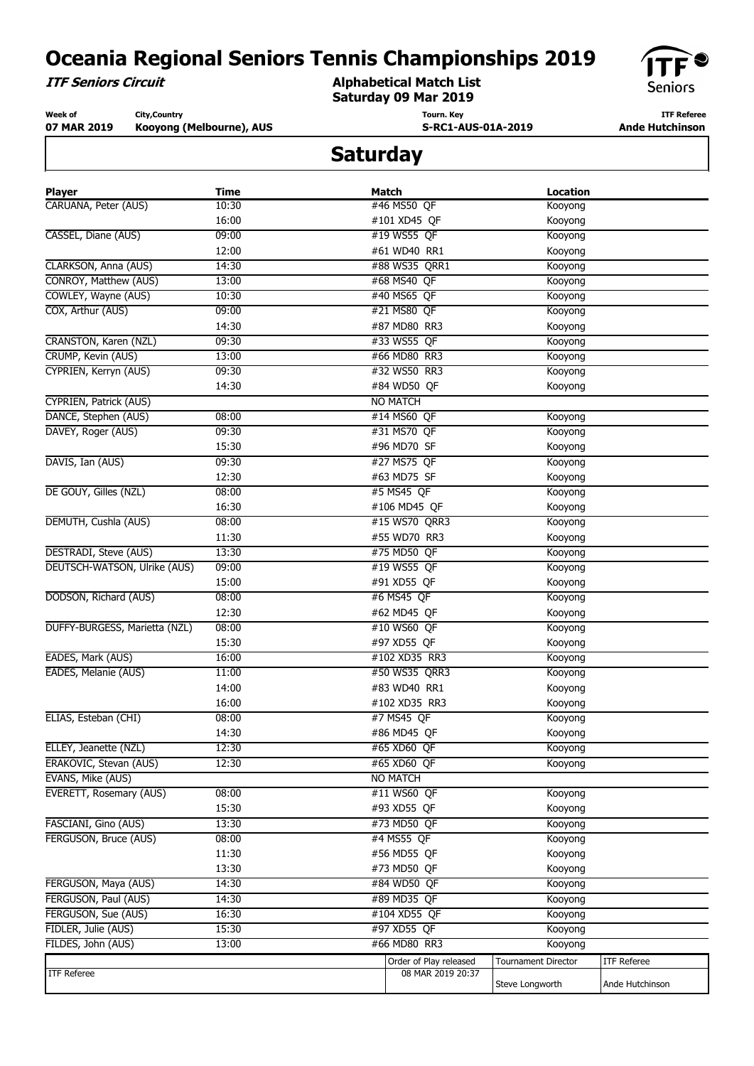# Oceania Regional Seniors Tennis Championships 2019

***ITF Seniors Circuit***

**Alphabetical Match List**
**Saturday 09 Mar 2019**

| Week of | City,Country | Tourn. Key | ITF Referee |
|---|---|---|---|
| **07 MAR 2019** | **Kooyong (Melbourne), AUS** | **S-RC1-AUS-01A-2019** | **Ande Hutchinson** |

## Saturday

| Player | Time | Match | Location |
|---|---|---|---|
| CARUANA, Peter (AUS) | 10:30 | #46 MS50 QF | Kooyong |
| | 16:00 | #101 XD45 QF | Kooyong |
| CASSEL, Diane (AUS) | 09:00 | #19 WS55 QF | Kooyong |
| | 12:00 | #61 WD40 RR1 | Kooyong |
| CLARKSON, Anna (AUS) | 14:30 | #88 WS35 QRR1 | Kooyong |
| CONROY, Matthew (AUS) | 13:00 | #68 MS40 QF | Kooyong |
| COWLEY, Wayne (AUS) | 10:30 | #40 MS65 QF | Kooyong |
| COX, Arthur (AUS) | 09:00 | #21 MS80 QF | Kooyong |
| | 14:30 | #87 MD80 RR3 | Kooyong |
| CRANSTON, Karen (NZL) | 09:30 | #33 WS55 QF | Kooyong |
| CRUMP, Kevin (AUS) | 13:00 | #66 MD80 RR3 | Kooyong |
| CYPRIEN, Kerryn (AUS) | 09:30 | #32 WS50 RR3 | Kooyong |
| | 14:30 | #84 WD50 QF | Kooyong |
| CYPRIEN, Patrick (AUS) | | NO MATCH | |
| DANCE, Stephen (AUS) | 08:00 | #14 MS60 QF | Kooyong |
| DAVEY, Roger (AUS) | 09:30 | #31 MS70 QF | Kooyong |
| | 15:30 | #96 MD70 SF | Kooyong |
| DAVIS, Ian (AUS) | 09:30 | #27 MS75 QF | Kooyong |
| | 12:30 | #63 MD75 SF | Kooyong |
| DE GOUY, Gilles (NZL) | 08:00 | #5 MS45 QF | Kooyong |
| | 16:30 | #106 MD45 QF | Kooyong |
| DEMUTH, Cushla (AUS) | 08:00 | #15 WS70 QRR3 | Kooyong |
| | 11:30 | #55 WD70 RR3 | Kooyong |
| DESTRADI, Steve (AUS) | 13:30 | #75 MD50 QF | Kooyong |
| DEUTSCH-WATSON, Ulrike (AUS) | 09:00 | #19 WS55 QF | Kooyong |
| | 15:00 | #91 XD55 QF | Kooyong |
| DODSON, Richard (AUS) | 08:00 | #6 MS45 QF | Kooyong |
| | 12:30 | #62 MD45 QF | Kooyong |
| DUFFY-BURGESS, Marietta (NZL) | 08:00 | #10 WS60 QF | Kooyong |
| | 15:30 | #97 XD55 QF | Kooyong |
| EADES, Mark (AUS) | 16:00 | #102 XD35 RR3 | Kooyong |
| EADES, Melanie (AUS) | 11:00 | #50 WS35 QRR3 | Kooyong |
| | 14:00 | #83 WD40 RR1 | Kooyong |
| | 16:00 | #102 XD35 RR3 | Kooyong |
| ELIAS, Esteban (CHI) | 08:00 | #7 MS45 QF | Kooyong |
| | 14:30 | #86 MD45 QF | Kooyong |
| ELLEY, Jeanette (NZL) | 12:30 | #65 XD60 QF | Kooyong |
| ERAKOVIC, Stevan (AUS) | 12:30 | #65 XD60 QF | Kooyong |
| EVANS, Mike (AUS) | | NO MATCH | |
| EVERETT, Rosemary (AUS) | 08:00 | #11 WS60 QF | Kooyong |
| | 15:30 | #93 XD55 QF | Kooyong |
| FASCIANI, Gino (AUS) | 13:30 | #73 MD50 QF | Kooyong |
| FERGUSON, Bruce (AUS) | 08:00 | #4 MS55 QF | Kooyong |
| | 11:30 | #56 MD55 QF | Kooyong |
| | 13:30 | #73 MD50 QF | Kooyong |
| FERGUSON, Maya (AUS) | 14:30 | #84 WD50 QF | Kooyong |
| FERGUSON, Paul (AUS) | 14:30 | #89 MD35 QF | Kooyong |
| FERGUSON, Sue (AUS) | 16:30 | #104 XD55 QF | Kooyong |
| FIDLER, Julie (AUS) | 15:30 | #97 XD55 QF | Kooyong |
| FILDES, John (AUS) | 13:00 | #66 MD80 RR3 | Kooyong |

| ITF Referee | Order of Play released | Tournament Director | ITF Referee |
|---|---|---|---|
| | 08 MAR 2019 20:37 | Steve Longworth | Ande Hutchinson |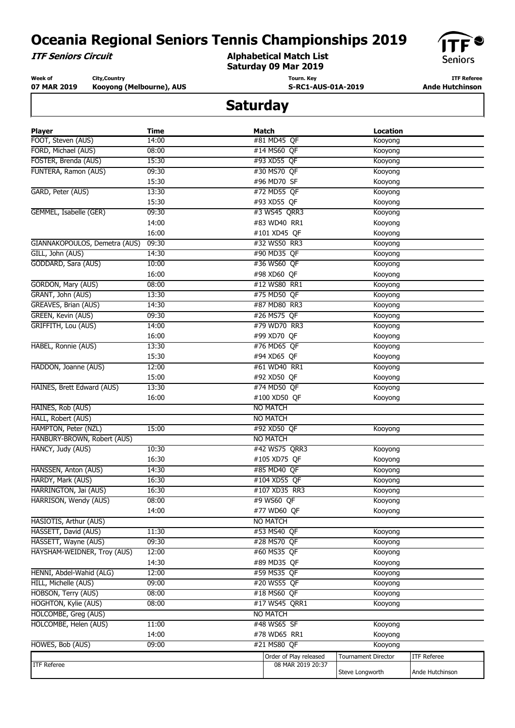# Oceania Regional Seniors Tennis Championships 2019

***ITF Seniors Circuit***

**Alphabetical Match List**
**Saturday 09 Mar 2019**

| Week of | City,Country | Tourn. Key | ITF Referee |
|---|---|---|---|
| **07 MAR 2019** | **Kooyong (Melbourne), AUS** | **S-RC1-AUS-01A-2019** | **Ande Hutchinson** |

## Saturday

| Player | Time | Match | Location |
|---|---|---|---|
| FOOT, Steven (AUS) | 14:00 | #81 MD45 QF | Kooyong |
| FORD, Michael (AUS) | 08:00 | #14 MS60 QF | Kooyong |
| FOSTER, Brenda (AUS) | 15:30 | #93 XD55 QF | Kooyong |
| FUNTERA, Ramon (AUS) | 09:30 | #30 MS70 QF | Kooyong |
| | 15:30 | #96 MD70 SF | Kooyong |
| GARD, Peter (AUS) | 13:30 | #72 MD55 QF | Kooyong |
| | 15:30 | #93 XD55 QF | Kooyong |
| GEMMEL, Isabelle (GER) | 09:30 | #3 WS45 QRR3 | Kooyong |
| | 14:00 | #83 WD40 RR1 | Kooyong |
| | 16:00 | #101 XD45 QF | Kooyong |
| GIANNAKOPOULOS, Demetra (AUS) | 09:30 | #32 WS50 RR3 | Kooyong |
| GILL, John (AUS) | 14:30 | #90 MD35 QF | Kooyong |
| GODDARD, Sara (AUS) | 10:00 | #36 WS60 QF | Kooyong |
| | 16:00 | #98 XD60 QF | Kooyong |
| GORDON, Mary (AUS) | 08:00 | #12 WS80 RR1 | Kooyong |
| GRANT, John (AUS) | 13:30 | #75 MD50 QF | Kooyong |
| GREAVES, Brian (AUS) | 14:30 | #87 MD80 RR3 | Kooyong |
| GREEN, Kevin (AUS) | 09:30 | #26 MS75 QF | Kooyong |
| GRIFFITH, Lou (AUS) | 14:00 | #79 WD70 RR3 | Kooyong |
| | 16:00 | #99 XD70 QF | Kooyong |
| HABEL, Ronnie (AUS) | 13:30 | #76 MD65 QF | Kooyong |
| | 15:30 | #94 XD65 QF | Kooyong |
| HADDON, Joanne (AUS) | 12:00 | #61 WD40 RR1 | Kooyong |
| | 15:00 | #92 XD50 QF | Kooyong |
| HAINES, Brett Edward (AUS) | 13:30 | #74 MD50 QF | Kooyong |
| | 16:00 | #100 XD50 QF | Kooyong |
| HAINES, Rob (AUS) | | NO MATCH | |
| HALL, Robert (AUS) | | NO MATCH | |
| HAMPTON, Peter (NZL) | 15:00 | #92 XD50 QF | Kooyong |
| HANBURY-BROWN, Robert (AUS) | | NO MATCH | |
| HANCY, Judy (AUS) | 10:30 | #42 WS75 QRR3 | Kooyong |
| | 16:30 | #105 XD75 QF | Kooyong |
| HANSSEN, Anton (AUS) | 14:30 | #85 MD40 QF | Kooyong |
| HARDY, Mark (AUS) | 16:30 | #104 XD55 QF | Kooyong |
| HARRINGTON, Jai (AUS) | 16:30 | #107 XD35 RR3 | Kooyong |
| HARRISON, Wendy (AUS) | 08:00 | #9 WS60 QF | Kooyong |
| | 14:00 | #77 WD60 QF | Kooyong |
| HASIOTIS, Arthur (AUS) | | NO MATCH | |
| HASSETT, David (AUS) | 11:30 | #53 MS40 QF | Kooyong |
| HASSETT, Wayne (AUS) | 09:30 | #28 MS70 QF | Kooyong |
| HAYSHAM-WEIDNER, Troy (AUS) | 12:00 | #60 MS35 QF | Kooyong |
| | 14:30 | #89 MD35 QF | Kooyong |
| HENNI, Abdel-Wahid (ALG) | 12:00 | #59 MS35 QF | Kooyong |
| HILL, Michelle (AUS) | 09:00 | #20 WS55 QF | Kooyong |
| HOBSON, Terry (AUS) | 08:00 | #18 MS60 QF | Kooyong |
| HOGHTON, Kylie (AUS) | 08:00 | #17 WS45 QRR1 | Kooyong |
| HOLCOMBE, Greg (AUS) | | NO MATCH | |
| HOLCOMBE, Helen (AUS) | 11:00 | #48 WS65 SF | Kooyong |
| | 14:00 | #78 WD65 RR1 | Kooyong |
| HOWES, Bob (AUS) | 09:00 | #21 MS80 QF | Kooyong |

| ITF Referee | Order of Play released | Tournament Director | ITF Referee |
|---|---|---|---|
| | 08 MAR 2019 20:37 | Steve Longworth | Ande Hutchinson |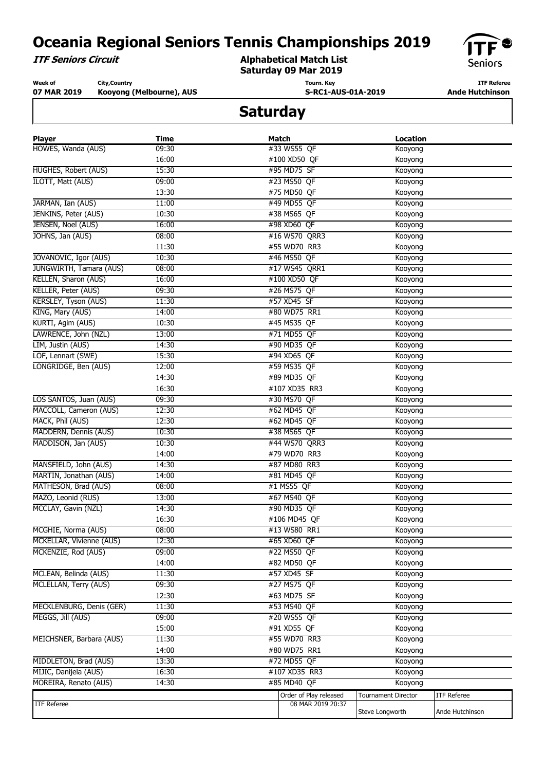# Oceania Regional Seniors Tennis Championships 2019

***ITF Seniors Circuit***

**Alphabetical Match List**
**Saturday 09 Mar 2019**

| Week of | City,Country | Tourn. Key | ITF Referee |
|---|---|---|---|
| 07 MAR 2019 | Kooyong (Melbourne), AUS | S-RC1-AUS-01A-2019 | Ande Hutchinson |

## Saturday

| Player | Time | Match | Location |
|---|---|---|---|
| HOWES, Wanda (AUS) | 09:30 | #33 WS55 QF | Kooyong |
| | 16:00 | #100 XD50 QF | Kooyong |
| HUGHES, Robert (AUS) | 15:30 | #95 MD75 SF | Kooyong |
| ILOTT, Matt (AUS) | 09:00 | #23 MS50 QF | Kooyong |
| | 13:30 | #75 MD50 QF | Kooyong |
| JARMAN, Ian (AUS) | 11:00 | #49 MD55 QF | Kooyong |
| JENKINS, Peter (AUS) | 10:30 | #38 MS65 QF | Kooyong |
| JENSEN, Noel (AUS) | 16:00 | #98 XD60 QF | Kooyong |
| JOHNS, Jan (AUS) | 08:00 | #16 WS70 QRR3 | Kooyong |
| | 11:30 | #55 WD70 RR3 | Kooyong |
| JOVANOVIC, Igor (AUS) | 10:30 | #46 MS50 QF | Kooyong |
| JUNGWIRTH, Tamara (AUS) | 08:00 | #17 WS45 QRR1 | Kooyong |
| KELLEN, Sharon (AUS) | 16:00 | #100 XD50 QF | Kooyong |
| KELLER, Peter (AUS) | 09:30 | #26 MS75 QF | Kooyong |
| KERSLEY, Tyson (AUS) | 11:30 | #57 XD45 SF | Kooyong |
| KING, Mary (AUS) | 14:00 | #80 WD75 RR1 | Kooyong |
| KURTI, Agim (AUS) | 10:30 | #45 MS35 QF | Kooyong |
| LAWRENCE, John (NZL) | 13:00 | #71 MD55 QF | Kooyong |
| LIM, Justin (AUS) | 14:30 | #90 MD35 QF | Kooyong |
| LOF, Lennart (SWE) | 15:30 | #94 XD65 QF | Kooyong |
| LONGRIDGE, Ben (AUS) | 12:00 | #59 MS35 QF | Kooyong |
| | 14:30 | #89 MD35 QF | Kooyong |
| | 16:30 | #107 XD35 RR3 | Kooyong |
| LOS SANTOS, Juan (AUS) | 09:30 | #30 MS70 QF | Kooyong |
| MACCOLL, Cameron (AUS) | 12:30 | #62 MD45 QF | Kooyong |
| MACK, Phil (AUS) | 12:30 | #62 MD45 QF | Kooyong |
| MADDERN, Dennis (AUS) | 10:30 | #38 MS65 QF | Kooyong |
| MADDISON, Jan (AUS) | 10:30 | #44 WS70 QRR3 | Kooyong |
| | 14:00 | #79 WD70 RR3 | Kooyong |
| MANSFIELD, John (AUS) | 14:30 | #87 MD80 RR3 | Kooyong |
| MARTIN, Jonathan (AUS) | 14:00 | #81 MD45 QF | Kooyong |
| MATHESON, Brad (AUS) | 08:00 | #1 MS55 QF | Kooyong |
| MAZO, Leonid (RUS) | 13:00 | #67 MS40 QF | Kooyong |
| MCCLAY, Gavin (NZL) | 14:30 | #90 MD35 QF | Kooyong |
| | 16:30 | #106 MD45 QF | Kooyong |
| MCGHIE, Norma (AUS) | 08:00 | #13 WS80 RR1 | Kooyong |
| MCKELLAR, Vivienne (AUS) | 12:30 | #65 XD60 QF | Kooyong |
| MCKENZIE, Rod (AUS) | 09:00 | #22 MS50 QF | Kooyong |
| | 14:00 | #82 MD50 QF | Kooyong |
| MCLEAN, Belinda (AUS) | 11:30 | #57 XD45 SF | Kooyong |
| MCLELLAN, Terry (AUS) | 09:30 | #27 MS75 QF | Kooyong |
| | 12:30 | #63 MD75 SF | Kooyong |
| MECKLENBURG, Denis (GER) | 11:30 | #53 MS40 QF | Kooyong |
| MEGGS, Jill (AUS) | 09:00 | #20 WS55 QF | Kooyong |
| | 15:00 | #91 XD55 QF | Kooyong |
| MEICHSNER, Barbara (AUS) | 11:30 | #55 WD70 RR3 | Kooyong |
| | 14:00 | #80 WD75 RR1 | Kooyong |
| MIDDLETON, Brad (AUS) | 13:30 | #72 MD55 QF | Kooyong |
| MIJIC, Danijela (AUS) | 16:30 | #107 XD35 RR3 | Kooyong |
| MOREIRA, Renato (AUS) | 14:30 | #85 MD40 QF | Kooyong |

| ITF Referee | Order of Play released | Tournament Director | ITF Referee |
|---|---|---|---|
| | 08 MAR 2019 20:37 | Steve Longworth | Ande Hutchinson |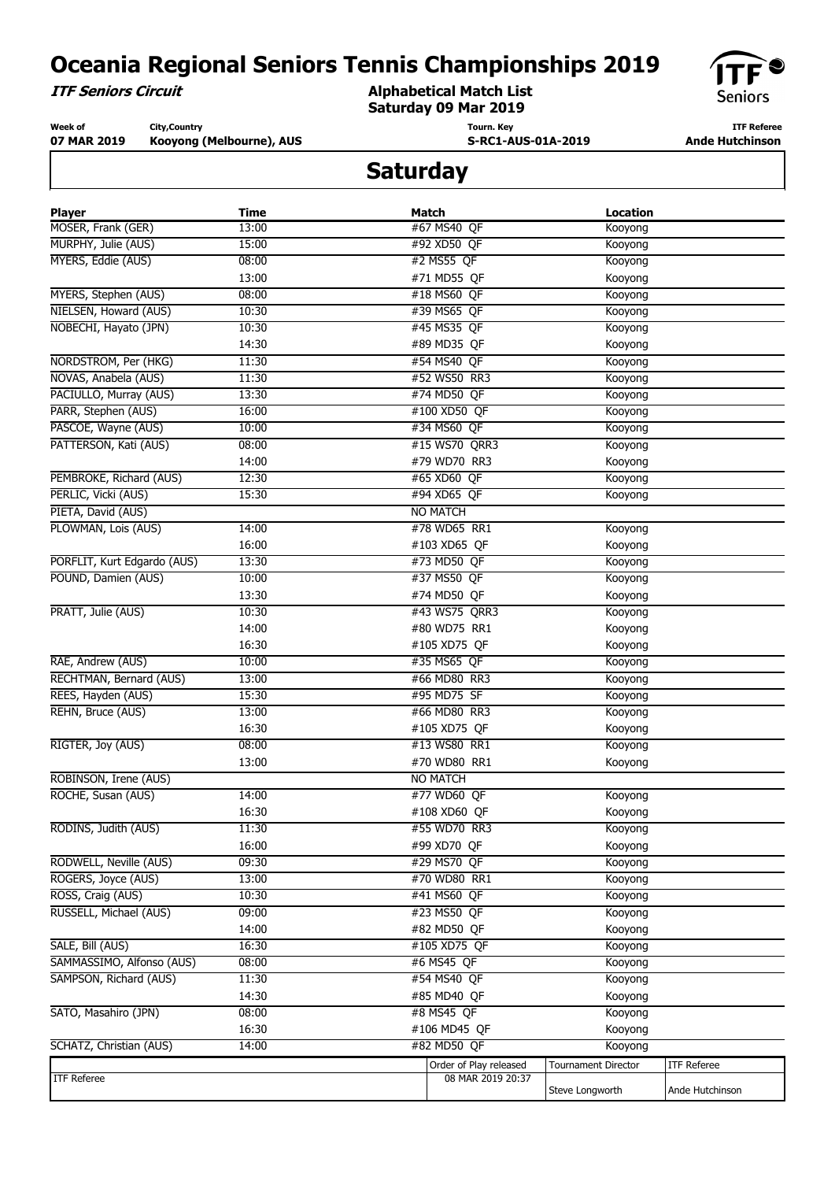# Oceania Regional Seniors Tennis Championships 2019

***ITF Seniors Circuit***

**Alphabetical Match List**
**Saturday 09 Mar 2019**

| Week of | City,Country | Tourn. Key | ITF Referee |
|---|---|---|---|
| **07 MAR 2019** | **Kooyong (Melbourne), AUS** | **S-RC1-AUS-01A-2019** | **Ande Hutchinson** |

## Saturday

| Player | Time | Match | Location |
|---|---|---|---|
| MOSER, Frank (GER) | 13:00 | #67 MS40 QF | Kooyong |
| MURPHY, Julie (AUS) | 15:00 | #92 XD50 QF | Kooyong |
| MYERS, Eddie (AUS) | 08:00 | #2 MS55 QF | Kooyong |
| | 13:00 | #71 MD55 QF | Kooyong |
| MYERS, Stephen (AUS) | 08:00 | #18 MS60 QF | Kooyong |
| NIELSEN, Howard (AUS) | 10:30 | #39 MS65 QF | Kooyong |
| NOBECHI, Hayato (JPN) | 10:30 | #45 MS35 QF | Kooyong |
| | 14:30 | #89 MD35 QF | Kooyong |
| NORDSTROM, Per (HKG) | 11:30 | #54 MS40 QF | Kooyong |
| NOVAS, Anabela (AUS) | 11:30 | #52 WS50 RR3 | Kooyong |
| PACIULLO, Murray (AUS) | 13:30 | #74 MD50 QF | Kooyong |
| PARR, Stephen (AUS) | 16:00 | #100 XD50 QF | Kooyong |
| PASCOE, Wayne (AUS) | 10:00 | #34 MS60 QF | Kooyong |
| PATTERSON, Kati (AUS) | 08:00 | #15 WS70 QRR3 | Kooyong |
| | 14:00 | #79 WD70 RR3 | Kooyong |
| PEMBROKE, Richard (AUS) | 12:30 | #65 XD60 QF | Kooyong |
| PERLIC, Vicki (AUS) | 15:30 | #94 XD65 QF | Kooyong |
| PIETA, David (AUS) | | NO MATCH | |
| PLOWMAN, Lois (AUS) | 14:00 | #78 WD65 RR1 | Kooyong |
| | 16:00 | #103 XD65 QF | Kooyong |
| PORFLIT, Kurt Edgardo (AUS) | 13:30 | #73 MD50 QF | Kooyong |
| POUND, Damien (AUS) | 10:00 | #37 MS50 QF | Kooyong |
| | 13:30 | #74 MD50 QF | Kooyong |
| PRATT, Julie (AUS) | 10:30 | #43 WS75 QRR3 | Kooyong |
| | 14:00 | #80 WD75 RR1 | Kooyong |
| | 16:30 | #105 XD75 QF | Kooyong |
| RAE, Andrew (AUS) | 10:00 | #35 MS65 QF | Kooyong |
| RECHTMAN, Bernard (AUS) | 13:00 | #66 MD80 RR3 | Kooyong |
| REES, Hayden (AUS) | 15:30 | #95 MD75 SF | Kooyong |
| REHN, Bruce (AUS) | 13:00 | #66 MD80 RR3 | Kooyong |
| | 16:30 | #105 XD75 QF | Kooyong |
| RIGTER, Joy (AUS) | 08:00 | #13 WS80 RR1 | Kooyong |
| | 13:00 | #70 WD80 RR1 | Kooyong |
| ROBINSON, Irene (AUS) | | NO MATCH | |
| ROCHE, Susan (AUS) | 14:00 | #77 WD60 QF | Kooyong |
| | 16:30 | #108 XD60 QF | Kooyong |
| RODINS, Judith (AUS) | 11:30 | #55 WD70 RR3 | Kooyong |
| | 16:00 | #99 XD70 QF | Kooyong |
| RODWELL, Neville (AUS) | 09:30 | #29 MS70 QF | Kooyong |
| ROGERS, Joyce (AUS) | 13:00 | #70 WD80 RR1 | Kooyong |
| ROSS, Craig (AUS) | 10:30 | #41 MS60 QF | Kooyong |
| RUSSELL, Michael (AUS) | 09:00 | #23 MS50 QF | Kooyong |
| | 14:00 | #82 MD50 QF | Kooyong |
| SALE, Bill (AUS) | 16:30 | #105 XD75 QF | Kooyong |
| SAMMASSIMO, Alfonso (AUS) | 08:00 | #6 MS45 QF | Kooyong |
| SAMPSON, Richard (AUS) | 11:30 | #54 MS40 QF | Kooyong |
| | 14:30 | #85 MD40 QF | Kooyong |
| SATO, Masahiro (JPN) | 08:00 | #8 MS45 QF | Kooyong |
| | 16:30 | #106 MD45 QF | Kooyong |
| SCHATZ, Christian (AUS) | 14:00 | #82 MD50 QF | Kooyong |

| ITF Referee | Order of Play released | Tournament Director | ITF Referee |
|---|---|---|---|
| | 08 MAR 2019 20:37 | Steve Longworth | Ande Hutchinson |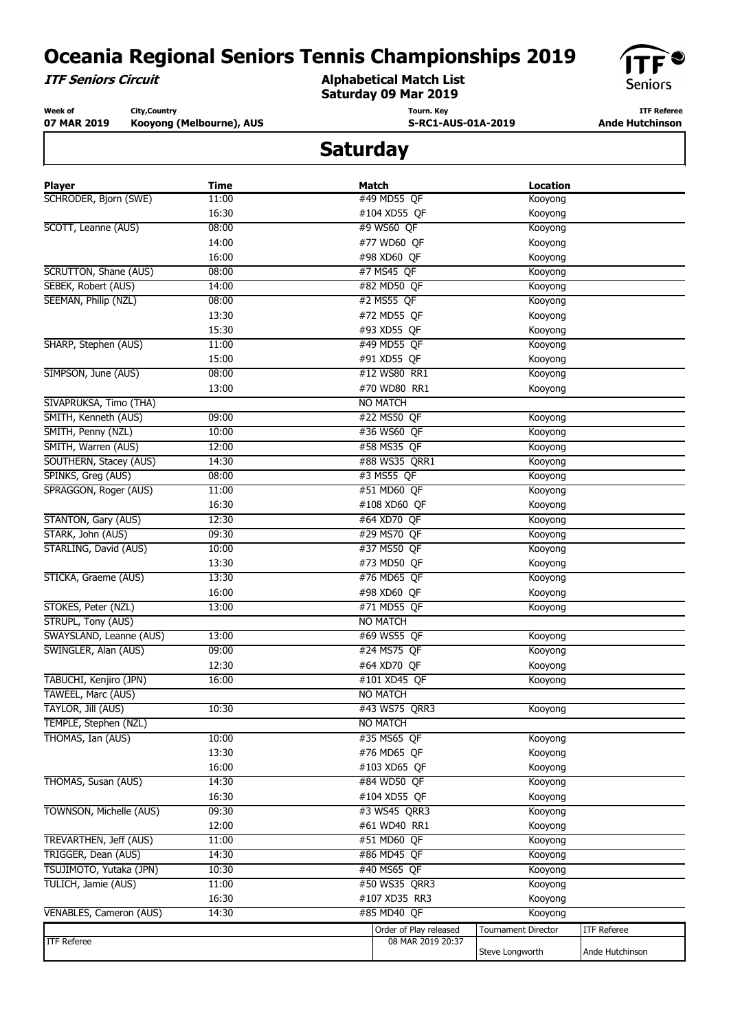# Oceania Regional Seniors Tennis Championships 2019

***ITF Seniors Circuit***

**Alphabetical Match List**
**Saturday 09 Mar 2019**

| Week of | City,Country | Tourn. Key | ITF Referee |
|---|---|---|---|
| **07 MAR 2019** | **Kooyong (Melbourne), AUS** | **S-RC1-AUS-01A-2019** | **Ande Hutchinson** |

## Saturday

| Player | Time | Match | Location |
|---|---|---|---|
| SCHRODER, Bjorn (SWE) | 11:00 | #49 MD55 QF | Kooyong |
| | 16:30 | #104 XD55 QF | Kooyong |
| SCOTT, Leanne (AUS) | 08:00 | #9 WS60 QF | Kooyong |
| | 14:00 | #77 WD60 QF | Kooyong |
| | 16:00 | #98 XD60 QF | Kooyong |
| SCRUTTON, Shane (AUS) | 08:00 | #7 MS45 QF | Kooyong |
| SEBEK, Robert (AUS) | 14:00 | #82 MD50 QF | Kooyong |
| SEEMAN, Philip (NZL) | 08:00 | #2 MS55 QF | Kooyong |
| | 13:30 | #72 MD55 QF | Kooyong |
| | 15:30 | #93 XD55 QF | Kooyong |
| SHARP, Stephen (AUS) | 11:00 | #49 MD55 QF | Kooyong |
| | 15:00 | #91 XD55 QF | Kooyong |
| SIMPSON, June (AUS) | 08:00 | #12 WS80 RR1 | Kooyong |
| | 13:00 | #70 WD80 RR1 | Kooyong |
| SIVAPRUKSA, Timo (THA) | | NO MATCH | |
| SMITH, Kenneth (AUS) | 09:00 | #22 MS50 QF | Kooyong |
| SMITH, Penny (NZL) | 10:00 | #36 WS60 QF | Kooyong |
| SMITH, Warren (AUS) | 12:00 | #58 MS35 QF | Kooyong |
| SOUTHERN, Stacey (AUS) | 14:30 | #88 WS35 QRR1 | Kooyong |
| SPINKS, Greg (AUS) | 08:00 | #3 MS55 QF | Kooyong |
| SPRAGGON, Roger (AUS) | 11:00 | #51 MD60 QF | Kooyong |
| | 16:30 | #108 XD60 QF | Kooyong |
| STANTON, Gary (AUS) | 12:30 | #64 XD70 QF | Kooyong |
| STARK, John (AUS) | 09:30 | #29 MS70 QF | Kooyong |
| STARLING, David (AUS) | 10:00 | #37 MS50 QF | Kooyong |
| | 13:30 | #73 MD50 QF | Kooyong |
| STICKA, Graeme (AUS) | 13:30 | #76 MD65 QF | Kooyong |
| | 16:00 | #98 XD60 QF | Kooyong |
| STOKES, Peter (NZL) | 13:00 | #71 MD55 QF | Kooyong |
| STRUPL, Tony (AUS) | | NO MATCH | |
| SWAYSLAND, Leanne (AUS) | 13:00 | #69 WS55 QF | Kooyong |
| SWINGLER, Alan (AUS) | 09:00 | #24 MS75 QF | Kooyong |
| | 12:30 | #64 XD70 QF | Kooyong |
| TABUCHI, Kenjiro (JPN) | 16:00 | #101 XD45 QF | Kooyong |
| TAWEEL, Marc (AUS) | | NO MATCH | |
| TAYLOR, Jill (AUS) | 10:30 | #43 WS75 QRR3 | Kooyong |
| TEMPLE, Stephen (NZL) | | NO MATCH | |
| THOMAS, Ian (AUS) | 10:00 | #35 MS65 QF | Kooyong |
| | 13:30 | #76 MD65 QF | Kooyong |
| | 16:00 | #103 XD65 QF | Kooyong |
| THOMAS, Susan (AUS) | 14:30 | #84 WD50 QF | Kooyong |
| | 16:30 | #104 XD55 QF | Kooyong |
| TOWNSON, Michelle (AUS) | 09:30 | #3 WS45 QRR3 | Kooyong |
| | 12:00 | #61 WD40 RR1 | Kooyong |
| TREVARTHEN, Jeff (AUS) | 11:00 | #51 MD60 QF | Kooyong |
| TRIGGER, Dean (AUS) | 14:30 | #86 MD45 QF | Kooyong |
| TSUJIMOTO, Yutaka (JPN) | 10:30 | #40 MS65 QF | Kooyong |
| TULICH, Jamie (AUS) | 11:00 | #50 WS35 QRR3 | Kooyong |
| | 16:30 | #107 XD35 RR3 | Kooyong |
| VENABLES, Cameron (AUS) | 14:30 | #85 MD40 QF | Kooyong |

| ITF Referee | Order of Play released | Tournament Director | ITF Referee |
|---|---|---|---|
| | 08 MAR 2019 20:37 | Steve Longworth | Ande Hutchinson |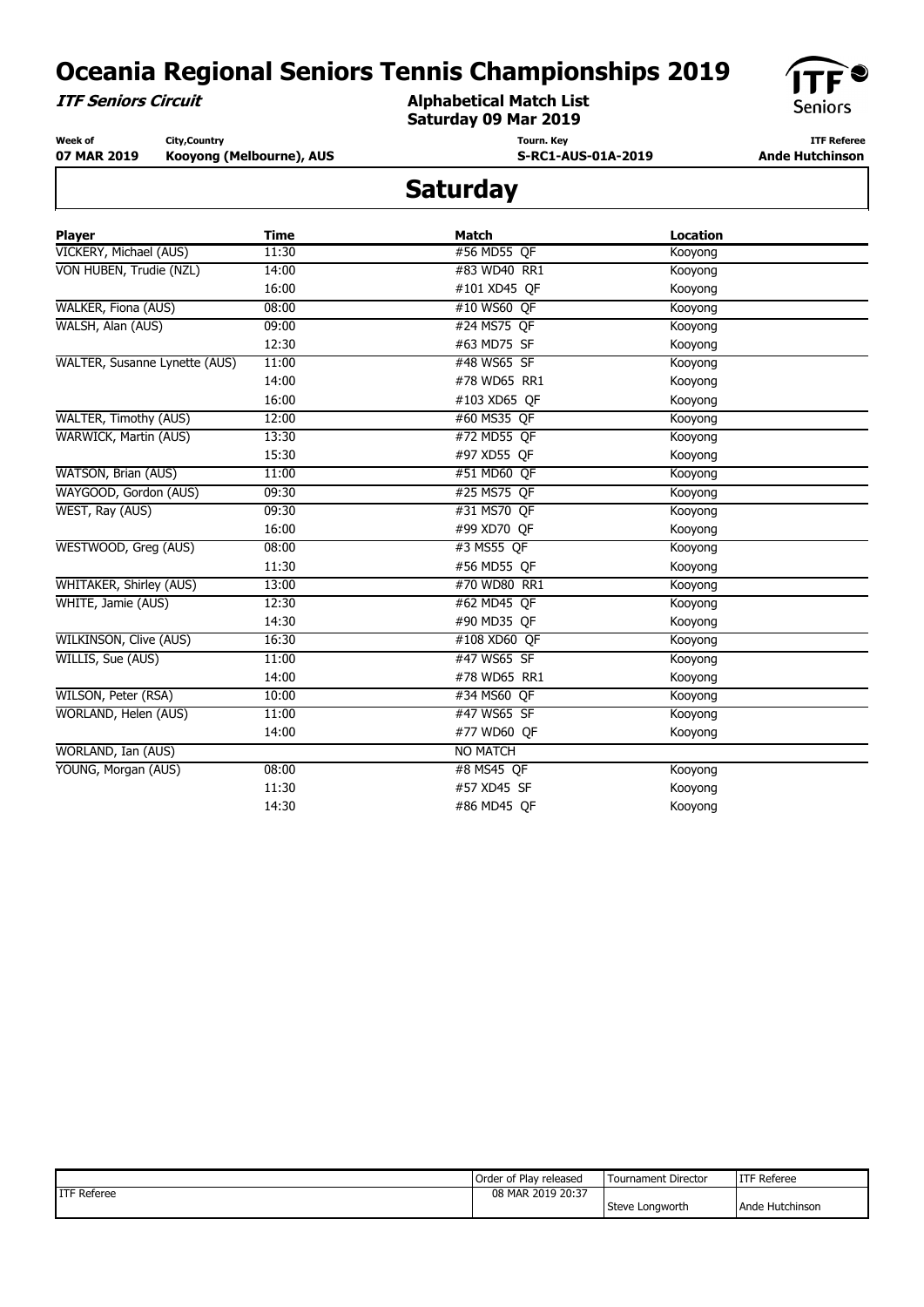# Oceania Regional Seniors Tennis Championships 2019

***ITF Seniors Circuit***

**Alphabetical Match List**
**Saturday 09 Mar 2019**

| Week of | City,Country | Tourn. Key | ITF Referee |
|---|---|---|---|
| **07 MAR 2019** | **Kooyong (Melbourne), AUS** | **S-RC1-AUS-01A-2019** | **Ande Hutchinson** |

## Saturday

| Player | Time | Match | Location |
|---|---|---|---|
| VICKERY, Michael (AUS) | 11:30 | #56 MD55 QF | Kooyong |
| VON HUBEN, Trudie (NZL) | 14:00 | #83 WD40 RR1 | Kooyong |
| | 16:00 | #101 XD45 QF | Kooyong |
| WALKER, Fiona (AUS) | 08:00 | #10 WS60 QF | Kooyong |
| WALSH, Alan (AUS) | 09:00 | #24 MS75 QF | Kooyong |
| | 12:30 | #63 MD75 SF | Kooyong |
| WALTER, Susanne Lynette (AUS) | 11:00 | #48 WS65 SF | Kooyong |
| | 14:00 | #78 WD65 RR1 | Kooyong |
| | 16:00 | #103 XD65 QF | Kooyong |
| WALTER, Timothy (AUS) | 12:00 | #60 MS35 QF | Kooyong |
| WARWICK, Martin (AUS) | 13:30 | #72 MD55 QF | Kooyong |
| | 15:30 | #97 XD55 QF | Kooyong |
| WATSON, Brian (AUS) | 11:00 | #51 MD60 QF | Kooyong |
| WAYGOOD, Gordon (AUS) | 09:30 | #25 MS75 QF | Kooyong |
| WEST, Ray (AUS) | 09:30 | #31 MS70 QF | Kooyong |
| | 16:00 | #99 XD70 QF | Kooyong |
| WESTWOOD, Greg (AUS) | 08:00 | #3 MS55 QF | Kooyong |
| | 11:30 | #56 MD55 QF | Kooyong |
| WHITAKER, Shirley (AUS) | 13:00 | #70 WD80 RR1 | Kooyong |
| WHITE, Jamie (AUS) | 12:30 | #62 MD45 QF | Kooyong |
| | 14:30 | #90 MD35 QF | Kooyong |
| WILKINSON, Clive (AUS) | 16:30 | #108 XD60 QF | Kooyong |
| WILLIS, Sue (AUS) | 11:00 | #47 WS65 SF | Kooyong |
| | 14:00 | #78 WD65 RR1 | Kooyong |
| WILSON, Peter (RSA) | 10:00 | #34 MS60 QF | Kooyong |
| WORLAND, Helen (AUS) | 11:00 | #47 WS65 SF | Kooyong |
| | 14:00 | #77 WD60 QF | Kooyong |
| WORLAND, Ian (AUS) | | NO MATCH | |
| YOUNG, Morgan (AUS) | 08:00 | #8 MS45 QF | Kooyong |
| | 11:30 | #57 XD45 SF | Kooyong |
| | 14:30 | #86 MD45 QF | Kooyong |

| | Order of Play released | Tournament Director | ITF Referee |
|---|---|---|---|
| ITF Referee | 08 MAR 2019 20:37 | Steve Longworth | Ande Hutchinson |